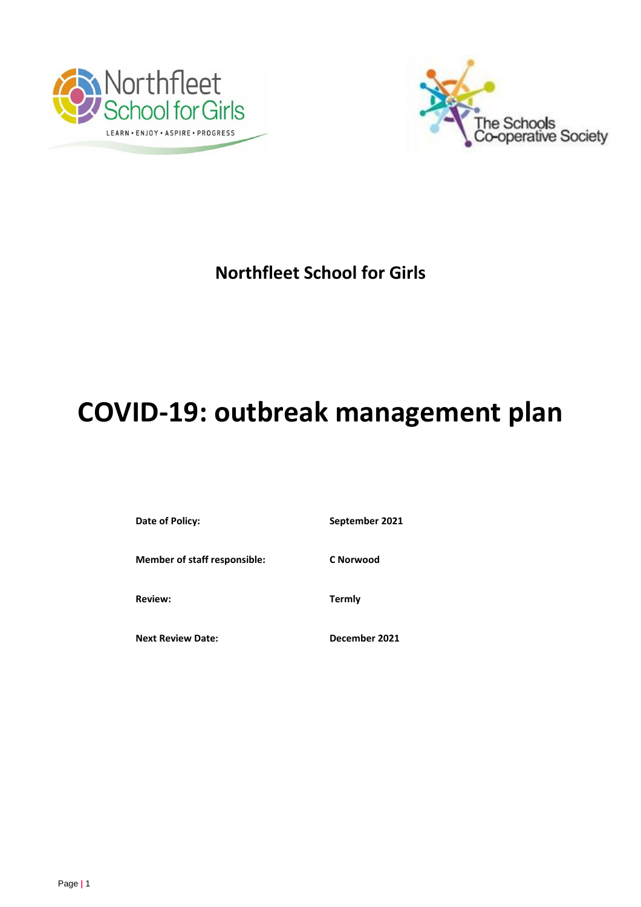**Northfleet School for Girls**

# COVID-19: outbreak management plan

| | |
|---|---|
| **Date of Policy:** | **September 2021** |
| **Member of staff responsible:** | **C Norwood** |
| **Review:** | **Termly** |
| **Next Review Date:** | **December 2021** |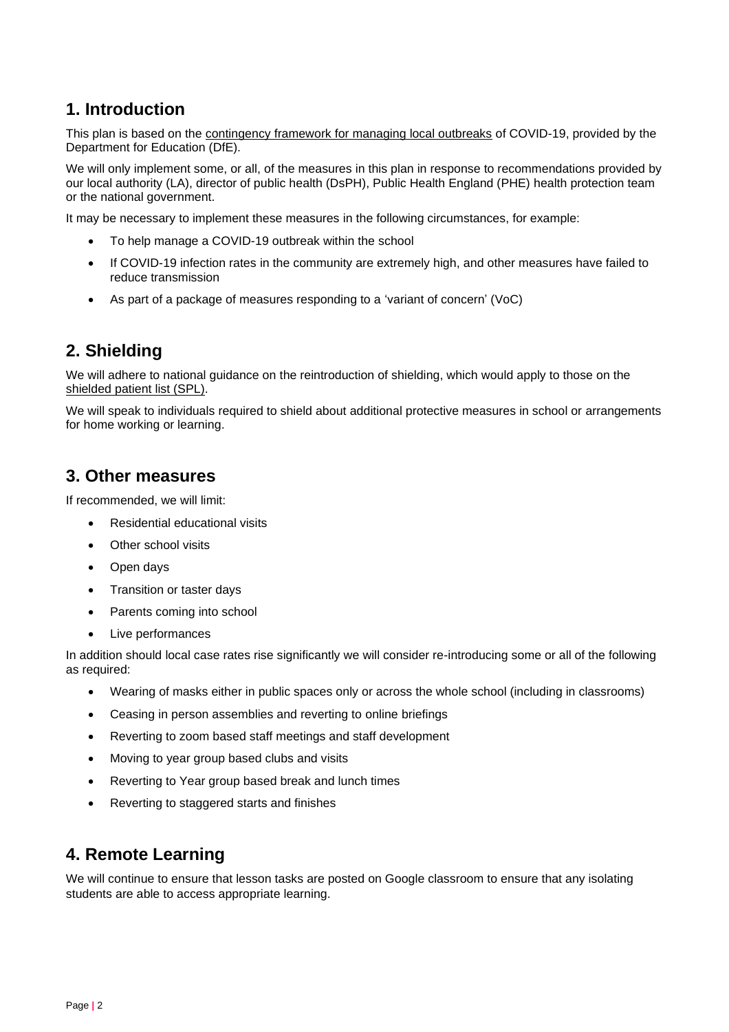## 1. Introduction

This plan is based on the contingency framework for managing local outbreaks of COVID-19, provided by the Department for Education (DfE).

We will only implement some, or all, of the measures in this plan in response to recommendations provided by our local authority (LA), director of public health (DsPH), Public Health England (PHE) health protection team or the national government.

It may be necessary to implement these measures in the following circumstances, for example:

- To help manage a COVID-19 outbreak within the school
- If COVID-19 infection rates in the community are extremely high, and other measures have failed to reduce transmission
- As part of a package of measures responding to a 'variant of concern' (VoC)

## 2. Shielding

We will adhere to national guidance on the reintroduction of shielding, which would apply to those on the shielded patient list (SPL).

We will speak to individuals required to shield about additional protective measures in school or arrangements for home working or learning.

## 3. Other measures

If recommended, we will limit:

- Residential educational visits
- Other school visits
- Open days
- Transition or taster days
- Parents coming into school
- Live performances

In addition should local case rates rise significantly we will consider re-introducing some or all of the following as required:

- Wearing of masks either in public spaces only or across the whole school (including in classrooms)
- Ceasing in person assemblies and reverting to online briefings
- Reverting to zoom based staff meetings and staff development
- Moving to year group based clubs and visits
- Reverting to Year group based break and lunch times
- Reverting to staggered starts and finishes

## 4. Remote Learning

We will continue to ensure that lesson tasks are posted on Google classroom to ensure that any isolating students are able to access appropriate learning.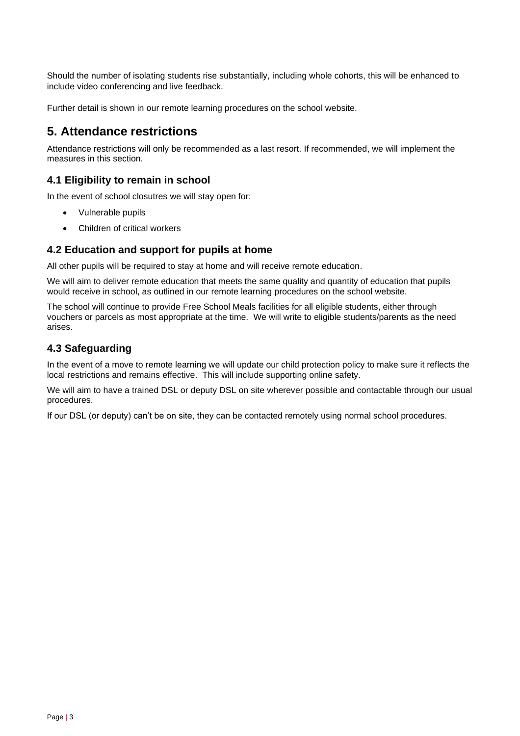Should the number of isolating students rise substantially, including whole cohorts, this will be enhanced to include video conferencing and live feedback.

Further detail is shown in our remote learning procedures on the school website.

## 5. Attendance restrictions

Attendance restrictions will only be recommended as a last resort. If recommended, we will implement the measures in this section.

### 4.1 Eligibility to remain in school

In the event of school closutres we will stay open for:

- Vulnerable pupils
- Children of critical workers

### 4.2 Education and support for pupils at home

All other pupils will be required to stay at home and will receive remote education.

We will aim to deliver remote education that meets the same quality and quantity of education that pupils would receive in school, as outlined in our remote learning procedures on the school website.

The school will continue to provide Free School Meals facilities for all eligible students, either through vouchers or parcels as most appropriate at the time. We will write to eligible students/parents as the need arises.

### 4.3 Safeguarding

In the event of a move to remote learning we will update our child protection policy to make sure it reflects the local restrictions and remains effective. This will include supporting online safety.

We will aim to have a trained DSL or deputy DSL on site wherever possible and contactable through our usual procedures.

If our DSL (or deputy) can't be on site, they can be contacted remotely using normal school procedures.